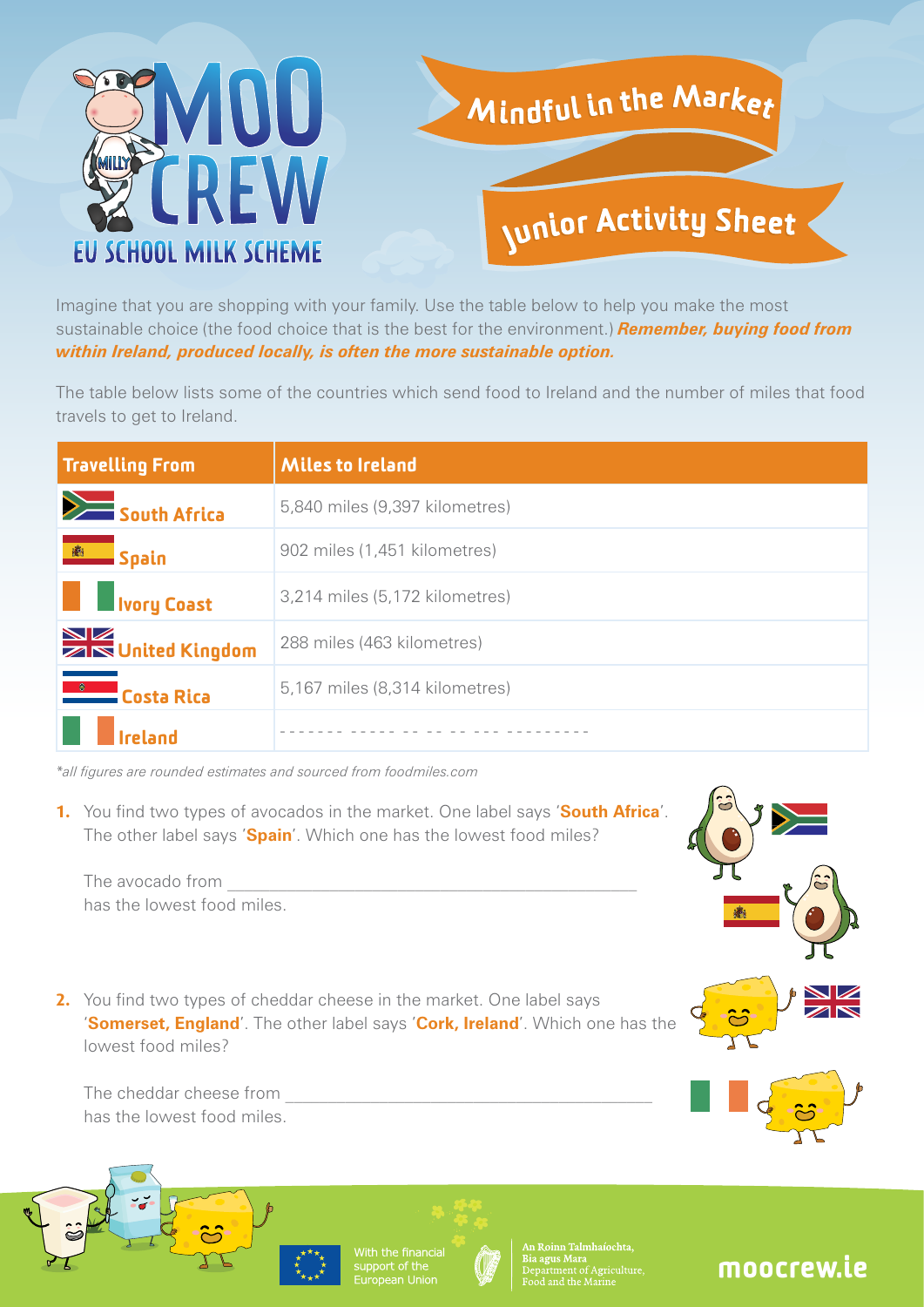# MOO CREW

EU SCHOOL MILK SCHEME

## Mindful in the Market

## Junior Activity Sheet

Imagine that you are shopping with your family. Use the table below to help you make the most sustainable choice (the food choice that is the best for the environment.) ***Remember, buying food from within Ireland, produced locally, is often the more sustainable option.***

The table below lists some of the countries which send food to Ireland and the number of miles that food travels to get to Ireland.

| Travelling From | Miles to Ireland |
| --- | --- |
| South Africa | 5,840 miles (9,397 kilometres) |
| Spain | 902 miles (1,451 kilometres) |
| Ivory Coast | 3,214 miles (5,172 kilometres) |
| United Kingdom | 288 miles (463 kilometres) |
| Costa Rica | 5,167 miles (8,314 kilometres) |
| Ireland | ------- ----- -- -- -- --- --------- |

*\*all figures are rounded estimates and sourced from foodmiles.com*

**1.** You find two types of avocados in the market. One label says '**South Africa**'. The other label says '**Spain**'. Which one has the lowest food miles?

The avocado from ______________________________________________
has the lowest food miles.

**2.** You find two types of cheddar cheese in the market. One label says '**Somerset, England**'. The other label says '**Cork, Ireland**'. Which one has the lowest food miles?

The cheddar cheese from __________________________________________
has the lowest food miles.

With the financial support of the European Union

An Roinn Talmhaíochta, Bia agus Mara
Department of Agriculture, Food and the Marine

moocrew.ie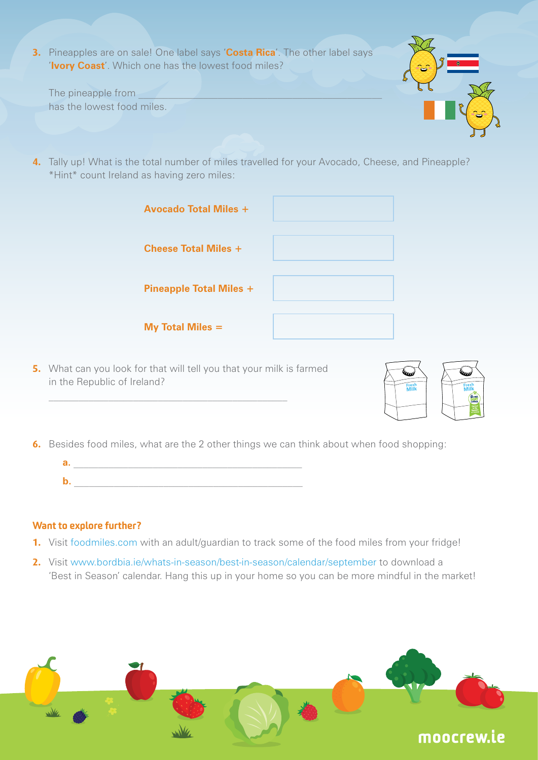3. Pineapples are on sale! One label says '**Costa Rica**'. The other label says '**Ivory Coast**'. Which one has the lowest food miles?

   The pineapple from ______________________________________________
   has the lowest food miles.

4. Tally up! What is the total number of miles travelled for your Avocado, Cheese, and Pineapple? \*Hint\* count Ireland as having zero miles:

| | |
|---|---|
| **Avocado Total Miles +** | |
| **Cheese Total Miles +** | |
| **Pineapple Total Miles +** | |
| **My Total Miles =** | |

5. What can you look for that will tell you that your milk is farmed in the Republic of Ireland?

   ______________________________________________

6. Besides food miles, what are the 2 other things we can think about when food shopping:

   **a.** ______________________________________________

   **b.** ______________________________________________

## Want to explore further?

1. Visit foodmiles.com with an adult/guardian to track some of the food miles from your fridge!
2. Visit www.bordbia.ie/whats-in-season/best-in-season/calendar/september to download a 'Best in Season' calendar. Hang this up in your home so you can be more mindful in the market!

moocrew.ie